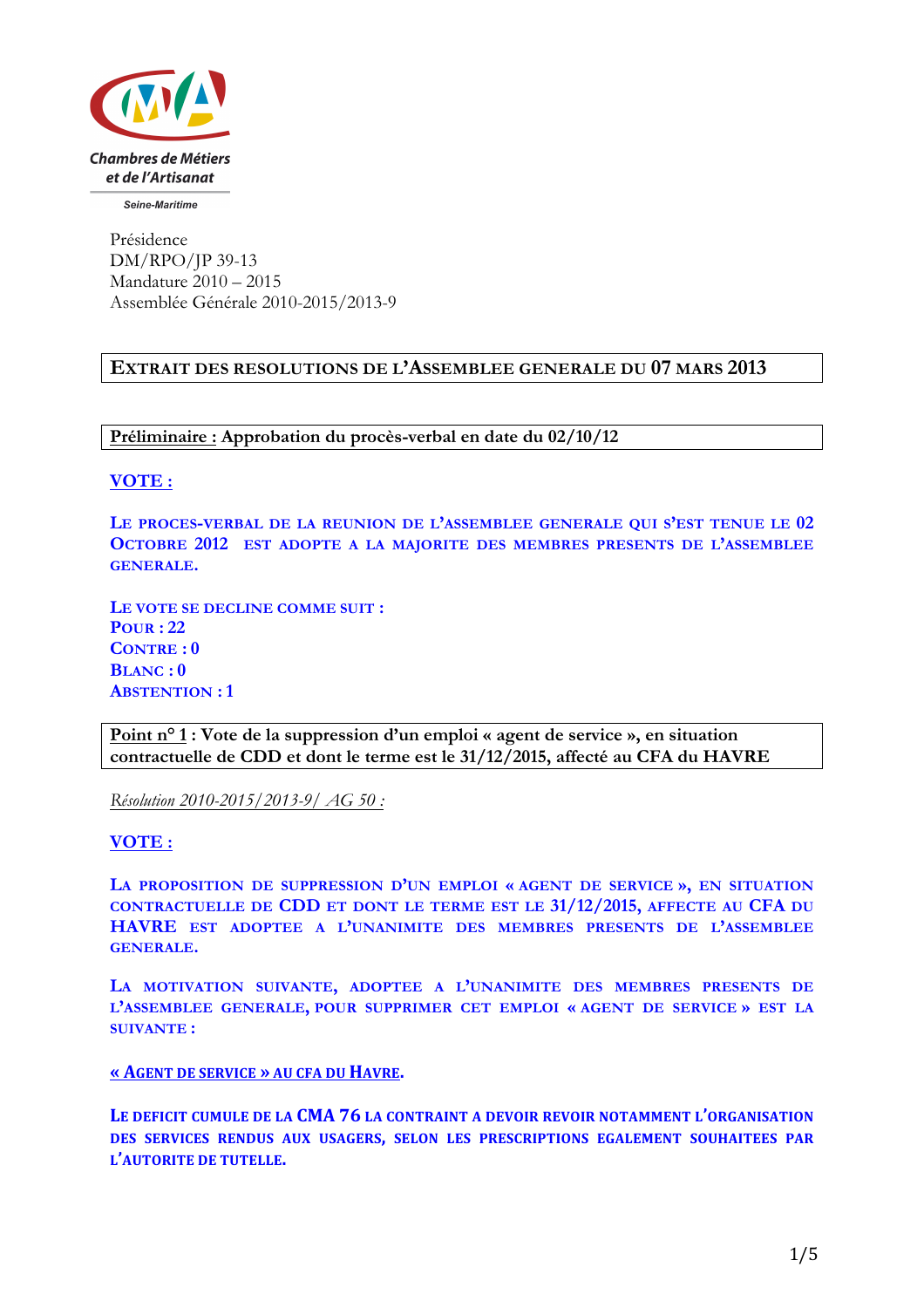Chambres de Métiers et de l'Artisanat

Seine-Maritime

Présidence
DM/RPO/JP 39-13
Mandature 2010 – 2015
Assemblée Générale 2010-2015/2013-9

# EXTRAIT DES RESOLUTIONS DE L'ASSEMBLEE GENERALE DU 07 MARS 2013

## **Préliminaire :** Approbation du procès-verbal en date du 02/10/12

**VOTE :**

**LE PROCES-VERBAL DE LA REUNION DE L'ASSEMBLEE GENERALE QUI S'EST TENUE LE 02 OCTOBRE 2012 EST ADOPTE A LA MAJORITE DES MEMBRES PRESENTS DE L'ASSEMBLEE GENERALE.**

**LE VOTE SE DECLINE COMME SUIT :**
**POUR : 22**
**CONTRE : 0**
**BLANC : 0**
**ABSTENTION : 1**

## **Point n° 1 :** Vote de la suppression d'un emploi « agent de service », en situation contractuelle de CDD et dont le terme est le 31/12/2015, affecté au CFA du HAVRE

*Résolution 2010-2015/2013-9/ AG 50 :*

**VOTE :**

**LA PROPOSITION DE SUPPRESSION D'UN EMPLOI « AGENT DE SERVICE », EN SITUATION CONTRACTUELLE DE CDD ET DONT LE TERME EST LE 31/12/2015, AFFECTE AU CFA DU HAVRE EST ADOPTEE A L'UNANIMITE DES MEMBRES PRESENTS DE L'ASSEMBLEE GENERALE.**

**LA MOTIVATION SUIVANTE, ADOPTEE A L'UNANIMITE DES MEMBRES PRESENTS DE L'ASSEMBLEE GENERALE, POUR SUPPRIMER CET EMPLOI « AGENT DE SERVICE » EST LA SUIVANTE :**

**« AGENT DE SERVICE » AU CFA DU HAVRE.**

**LE DEFICIT CUMULE DE LA CMA 76 LA CONTRAINT A DEVOIR REVOIR NOTAMMENT L'ORGANISATION DES SERVICES RENDUS AUX USAGERS, SELON LES PRESCRIPTIONS EGALEMENT SOUHAITEES PAR L'AUTORITE DE TUTELLE.**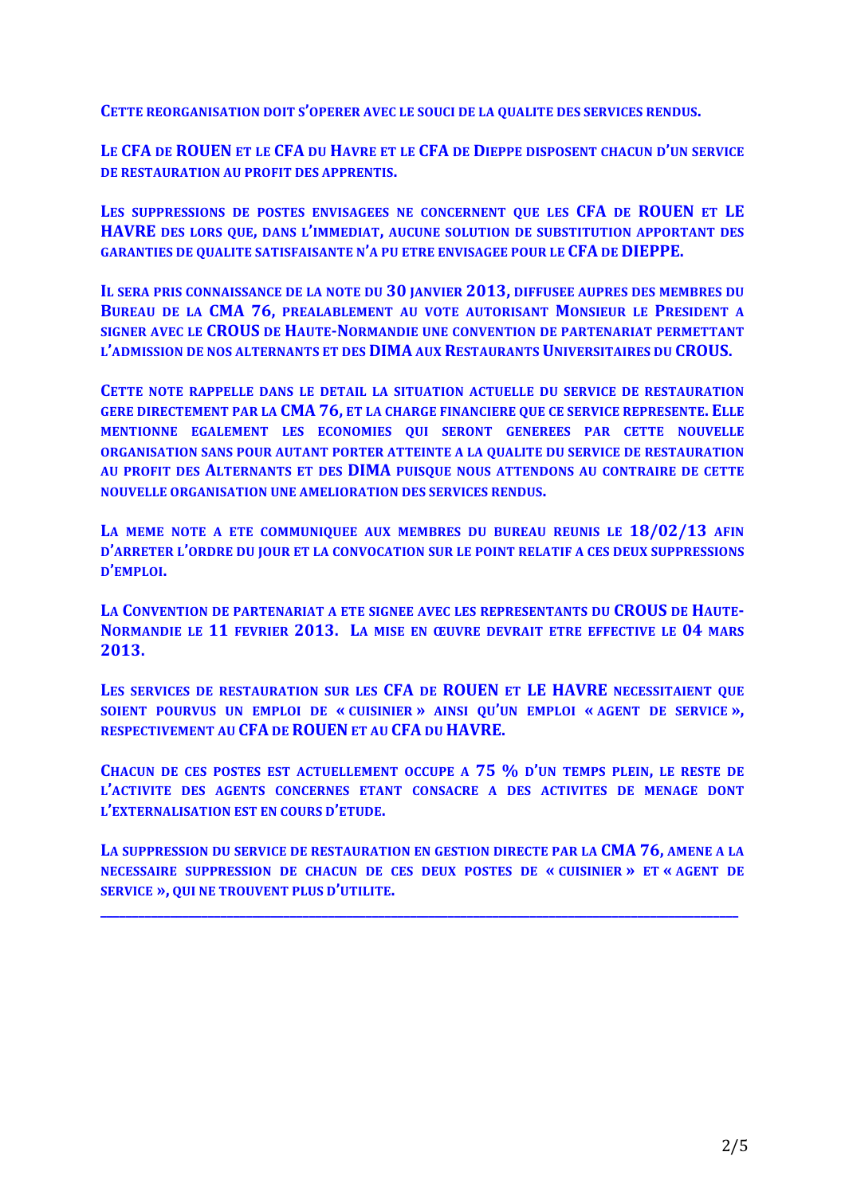**CETTE REORGANISATION DOIT S'OPERER AVEC LE SOUCI DE LA QUALITE DES SERVICES RENDUS.**

**LE CFA DE ROUEN ET LE CFA DU HAVRE ET LE CFA DE DIEPPE DISPOSENT CHACUN D'UN SERVICE DE RESTAURATION AU PROFIT DES APPRENTIS.**

**LES SUPPRESSIONS DE POSTES ENVISAGEES NE CONCERNENT QUE LES CFA DE ROUEN ET LE HAVRE DES LORS QUE, DANS L'IMMEDIAT, AUCUNE SOLUTION DE SUBSTITUTION APPORTANT DES GARANTIES DE QUALITE SATISFAISANTE N'A PU ETRE ENVISAGEE POUR LE CFA DE DIEPPE.**

**IL SERA PRIS CONNAISSANCE DE LA NOTE DU 30 JANVIER 2013, DIFFUSEE AUPRES DES MEMBRES DU BUREAU DE LA CMA 76, PREALABLEMENT AU VOTE AUTORISANT MONSIEUR LE PRESIDENT A SIGNER AVEC LE CROUS DE HAUTE-NORMANDIE UNE CONVENTION DE PARTENARIAT PERMETTANT L'ADMISSION DE NOS ALTERNANTS ET DES DIMA AUX RESTAURANTS UNIVERSITAIRES DU CROUS.**

**CETTE NOTE RAPPELLE DANS LE DETAIL LA SITUATION ACTUELLE DU SERVICE DE RESTAURATION GERE DIRECTEMENT PAR LA CMA 76, ET LA CHARGE FINANCIERE QUE CE SERVICE REPRESENTE. ELLE MENTIONNE EGALEMENT LES ECONOMIES QUI SERONT GENEREES PAR CETTE NOUVELLE ORGANISATION SANS POUR AUTANT PORTER ATTEINTE A LA QUALITE DU SERVICE DE RESTAURATION AU PROFIT DES ALTERNANTS ET DES DIMA PUISQUE NOUS ATTENDONS AU CONTRAIRE DE CETTE NOUVELLE ORGANISATION UNE AMELIORATION DES SERVICES RENDUS.**

**LA MEME NOTE A ETE COMMUNIQUEE AUX MEMBRES DU BUREAU REUNIS LE 18/02/13 AFIN D'ARRETER L'ORDRE DU JOUR ET LA CONVOCATION SUR LE POINT RELATIF A CES DEUX SUPPRESSIONS D'EMPLOI.**

**LA CONVENTION DE PARTENARIAT A ETE SIGNEE AVEC LES REPRESENTANTS DU CROUS DE HAUTE-NORMANDIE LE 11 FEVRIER 2013. LA MISE EN ŒUVRE DEVRAIT ETRE EFFECTIVE LE 04 MARS 2013.**

**LES SERVICES DE RESTAURATION SUR LES CFA DE ROUEN ET LE HAVRE NECESSITAIENT QUE SOIENT POURVUS UN EMPLOI DE « CUISINIER » AINSI QU'UN EMPLOI « AGENT DE SERVICE », RESPECTIVEMENT AU CFA DE ROUEN ET AU CFA DU HAVRE.**

**CHACUN DE CES POSTES EST ACTUELLEMENT OCCUPE A 75 % D'UN TEMPS PLEIN, LE RESTE DE L'ACTIVITE DES AGENTS CONCERNES ETANT CONSACRE A DES ACTIVITES DE MENAGE DONT L'EXTERNALISATION EST EN COURS D'ETUDE.**

**LA SUPPRESSION DU SERVICE DE RESTAURATION EN GESTION DIRECTE PAR LA CMA 76, AMENE A LA NECESSAIRE SUPPRESSION DE CHACUN DE CES DEUX POSTES DE « CUISINIER » ET « AGENT DE SERVICE », QUI NE TROUVENT PLUS D'UTILITE.**

---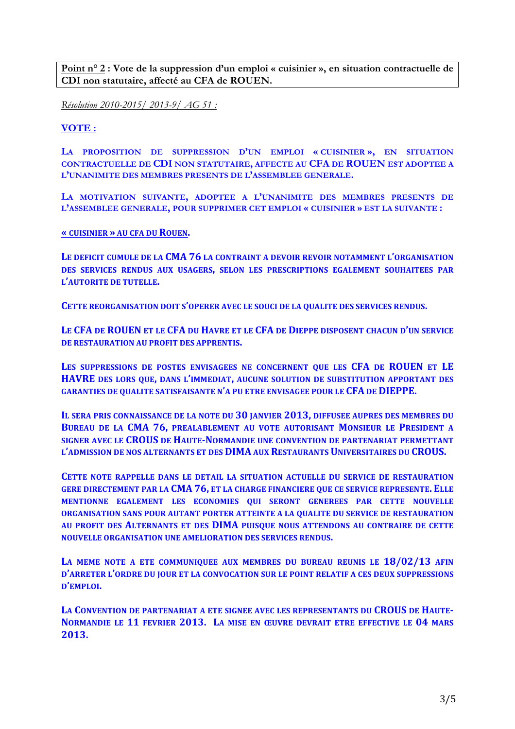**<u>Point n° 2</u> : Vote de la suppression d'un emploi « cuisinier », en situation contractuelle de CDI non statutaire, affecté au CFA de ROUEN.**

*<u>Résolution 2010-2015/ 2013-9/ AG 51 :</u>*

**<u>VOTE :</u>**

**LA PROPOSITION DE SUPPRESSION D'UN EMPLOI « CUISINIER », EN SITUATION CONTRACTUELLE DE CDI NON STATUTAIRE, AFFECTE AU CFA DE ROUEN EST ADOPTEE A L'UNANIMITE DES MEMBRES PRESENTS DE L'ASSEMBLEE GENERALE.**

**LA MOTIVATION SUIVANTE, ADOPTEE A L'UNANIMITE DES MEMBRES PRESENTS DE L'ASSEMBLEE GENERALE, POUR SUPPRIMER CET EMPLOI « CUISINIER » EST LA SUIVANTE :**

**<u>« CUISINIER » AU CFA DU ROUEN</u>.**

**LE DEFICIT CUMULE DE LA CMA 76 LA CONTRAINT A DEVOIR REVOIR NOTAMMENT L'ORGANISATION DES SERVICES RENDUS AUX USAGERS, SELON LES PRESCRIPTIONS EGALEMENT SOUHAITEES PAR L'AUTORITE DE TUTELLE.**

**CETTE REORGANISATION DOIT S'OPERER AVEC LE SOUCI DE LA QUALITE DES SERVICES RENDUS.**

**LE CFA DE ROUEN ET LE CFA DU HAVRE ET LE CFA DE DIEPPE DISPOSENT CHACUN D'UN SERVICE DE RESTAURATION AU PROFIT DES APPRENTIS.**

**LES SUPPRESSIONS DE POSTES ENVISAGEES NE CONCERNENT QUE LES CFA DE ROUEN ET LE HAVRE DES LORS QUE, DANS L'IMMEDIAT, AUCUNE SOLUTION DE SUBSTITUTION APPORTANT DES GARANTIES DE QUALITE SATISFAISANTE N'A PU ETRE ENVISAGEE POUR LE CFA DE DIEPPE.**

**IL SERA PRIS CONNAISSANCE DE LA NOTE DU 30 JANVIER 2013, DIFFUSEE AUPRES DES MEMBRES DU BUREAU DE LA CMA 76, PREALABLEMENT AU VOTE AUTORISANT MONSIEUR LE PRESIDENT A SIGNER AVEC LE CROUS DE HAUTE-NORMANDIE UNE CONVENTION DE PARTENARIAT PERMETTANT L'ADMISSION DE NOS ALTERNANTS ET DES DIMA AUX RESTAURANTS UNIVERSITAIRES DU CROUS.**

**CETTE NOTE RAPPELLE DANS LE DETAIL LA SITUATION ACTUELLE DU SERVICE DE RESTAURATION GERE DIRECTEMENT PAR LA CMA 76, ET LA CHARGE FINANCIERE QUE CE SERVICE REPRESENTE. ELLE MENTIONNE EGALEMENT LES ECONOMIES QUI SERONT GENEREES PAR CETTE NOUVELLE ORGANISATION SANS POUR AUTANT PORTER ATTEINTE A LA QUALITE DU SERVICE DE RESTAURATION AU PROFIT DES ALTERNANTS ET DES DIMA PUISQUE NOUS ATTENDONS AU CONTRAIRE DE CETTE NOUVELLE ORGANISATION UNE AMELIORATION DES SERVICES RENDUS.**

**LA MEME NOTE A ETE COMMUNIQUEE AUX MEMBRES DU BUREAU REUNIS LE 18/02/13 AFIN D'ARRETER L'ORDRE DU JOUR ET LA CONVOCATION SUR LE POINT RELATIF A CES DEUX SUPPRESSIONS D'EMPLOI.**

**LA CONVENTION DE PARTENARIAT A ETE SIGNEE AVEC LES REPRESENTANTS DU CROUS DE HAUTE-NORMANDIE LE 11 FEVRIER 2013. LA MISE EN ŒUVRE DEVRAIT ETRE EFFECTIVE LE 04 MARS 2013.**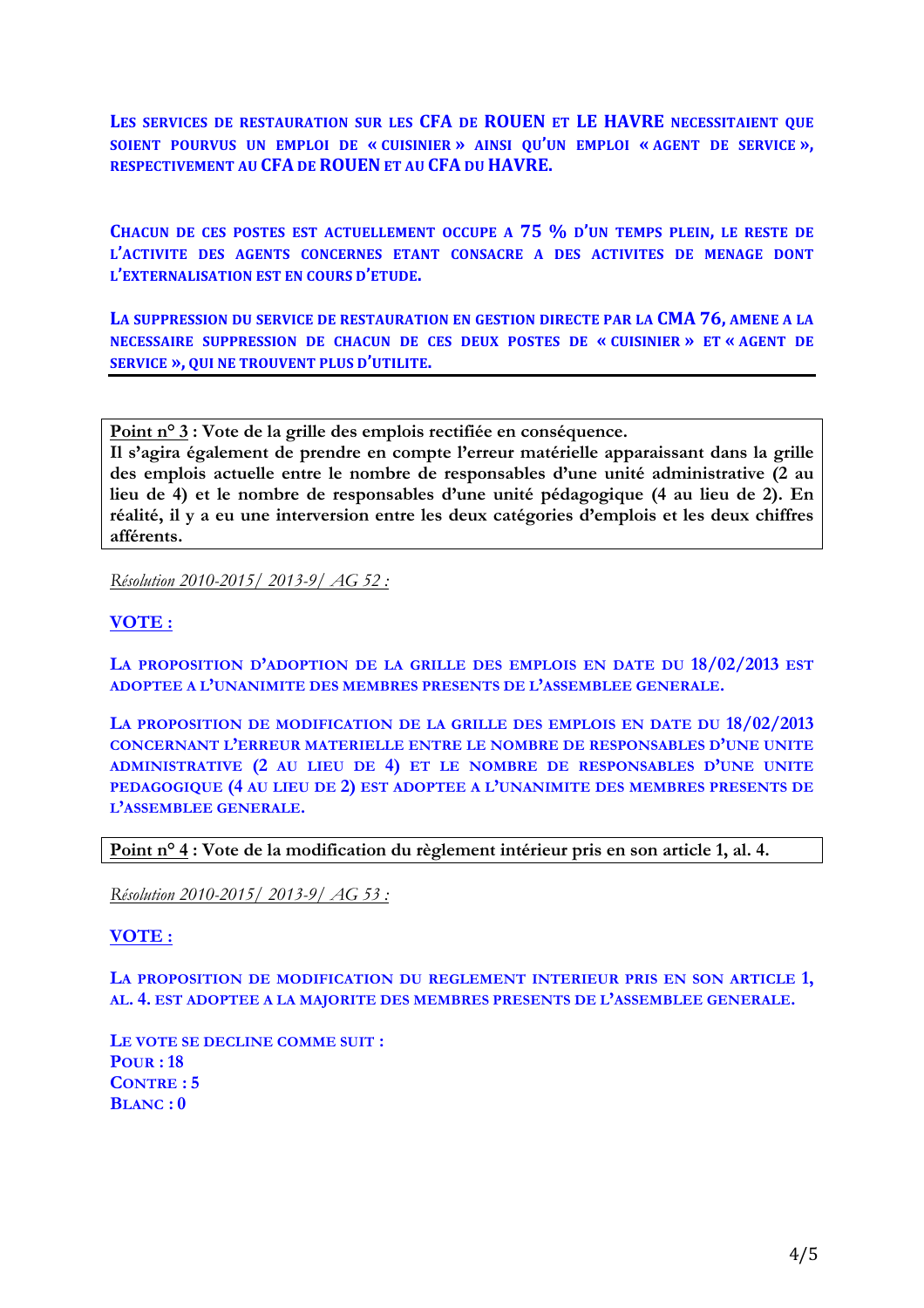**LES SERVICES DE RESTAURATION SUR LES CFA DE ROUEN ET LE HAVRE NECESSITAIENT QUE SOIENT POURVUS UN EMPLOI DE « CUISINIER » AINSI QU'UN EMPLOI « AGENT DE SERVICE », RESPECTIVEMENT AU CFA DE ROUEN ET AU CFA DU HAVRE.**

**CHACUN DE CES POSTES EST ACTUELLEMENT OCCUPE A 75 % D'UN TEMPS PLEIN, LE RESTE DE L'ACTIVITE DES AGENTS CONCERNES ETANT CONSACRE A DES ACTIVITES DE MENAGE DONT L'EXTERNALISATION EST EN COURS D'ETUDE.**

**LA SUPPRESSION DU SERVICE DE RESTAURATION EN GESTION DIRECTE PAR LA CMA 76, AMENE A LA NECESSAIRE SUPPRESSION DE CHACUN DE CES DEUX POSTES DE « CUISINIER » ET « AGENT DE SERVICE », QUI NE TROUVENT PLUS D'UTILITE.**

---

**Point n° 3 : Vote de la grille des emplois rectifiée en conséquence.**
**Il s'agira également de prendre en compte l'erreur matérielle apparaissant dans la grille des emplois actuelle entre le nombre de responsables d'une unité administrative (2 au lieu de 4) et le nombre de responsables d'une unité pédagogique (4 au lieu de 2). En réalité, il y a eu une interversion entre les deux catégories d'emplois et les deux chiffres afférents.**

*Résolution 2010-2015/ 2013-9/ AG 52 :*

**VOTE :**

**LA PROPOSITION D'ADOPTION DE LA GRILLE DES EMPLOIS EN DATE DU 18/02/2013 EST ADOPTEE A L'UNANIMITE DES MEMBRES PRESENTS DE L'ASSEMBLEE GENERALE.**

**LA PROPOSITION DE MODIFICATION DE LA GRILLE DES EMPLOIS EN DATE DU 18/02/2013 CONCERNANT L'ERREUR MATERIELLE ENTRE LE NOMBRE DE RESPONSABLES D'UNE UNITE ADMINISTRATIVE (2 AU LIEU DE 4) ET LE NOMBRE DE RESPONSABLES D'UNE UNITE PEDAGOGIQUE (4 AU LIEU DE 2) EST ADOPTEE A L'UNANIMITE DES MEMBRES PRESENTS DE L'ASSEMBLEE GENERALE.**

**Point n° 4 : Vote de la modification du règlement intérieur pris en son article 1, al. 4.**

*Résolution 2010-2015/ 2013-9/ AG 53 :*

**VOTE :**

**LA PROPOSITION DE MODIFICATION DU REGLEMENT INTERIEUR PRIS EN SON ARTICLE 1, AL. 4. EST ADOPTEE A LA MAJORITE DES MEMBRES PRESENTS DE L'ASSEMBLEE GENERALE.**

**LE VOTE SE DECLINE COMME SUIT :**
**POUR : 18**
**CONTRE : 5**
**BLANC : 0**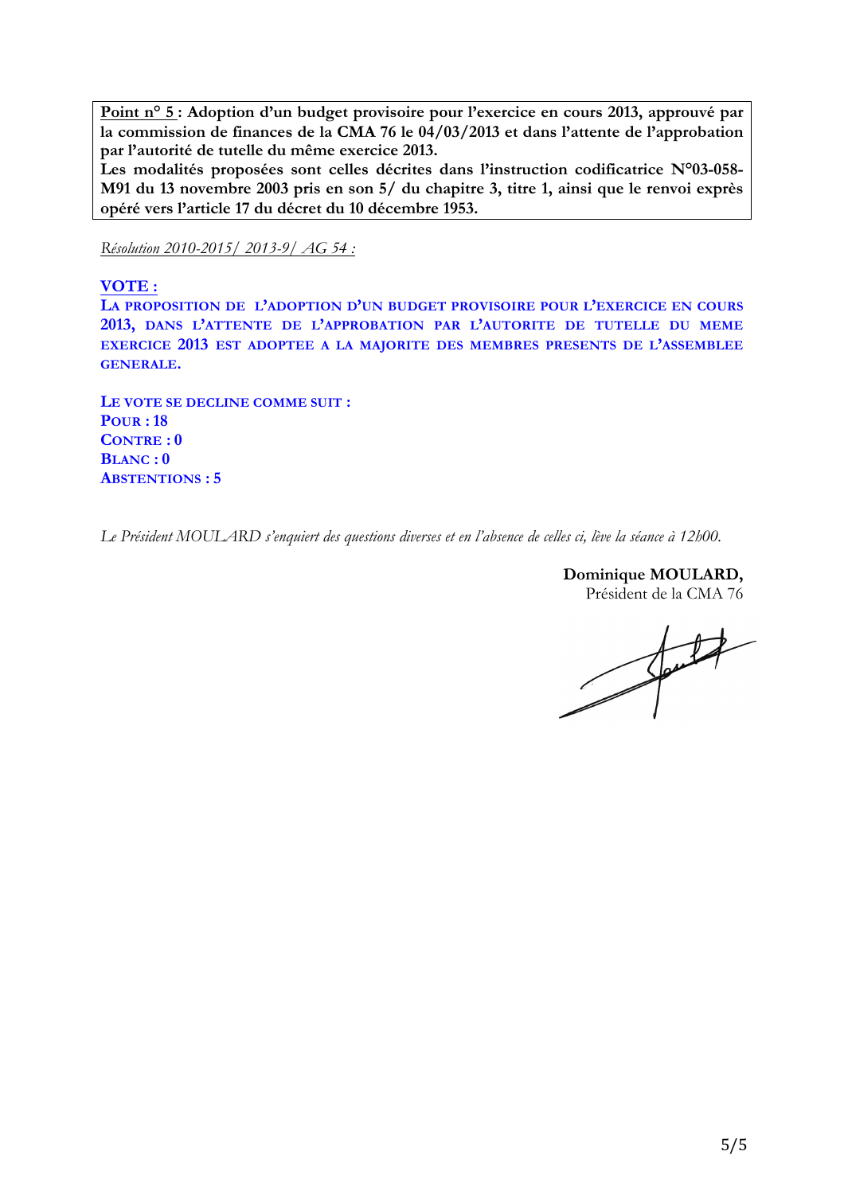**<u>Point n° 5</u> : Adoption d'un budget provisoire pour l'exercice en cours 2013, approuvé par la commission de finances de la CMA 76 le 04/03/2013 et dans l'attente de l'approbation par l'autorité de tutelle du même exercice 2013.**
**Les modalités proposées sont celles décrites dans l'instruction codificatrice N°03-058-M91 du 13 novembre 2003 pris en son 5/ du chapitre 3, titre 1, ainsi que le renvoi exprès opéré vers l'article 17 du décret du 10 décembre 1953.**

*<u>Résolution 2010-2015/ 2013-9/ AG 54 :</u>*

**<u>VOTE :</u>**
**LA PROPOSITION DE L'ADOPTION D'UN BUDGET PROVISOIRE POUR L'EXERCICE EN COURS 2013, DANS L'ATTENTE DE L'APPROBATION PAR L'AUTORITE DE TUTELLE DU MEME EXERCICE 2013 EST ADOPTEE A LA MAJORITE DES MEMBRES PRESENTS DE L'ASSEMBLEE GENERALE.**

**LE VOTE SE DECLINE COMME SUIT :**
**POUR : 18**
**CONTRE : 0**
**BLANC : 0**
**ABSTENTIONS : 5**

*Le Président MOULARD s'enquiert des questions diverses et en l'absence de celles ci, lève la séance à 12h00.*

**Dominique MOULARD,**
Président de la CMA 76